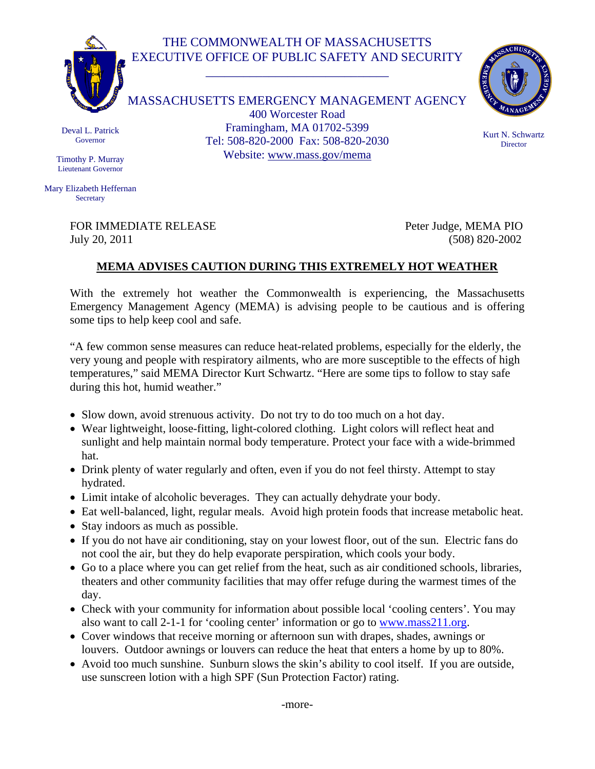THE COMMONWEALTH OF MASSACHUSETTS
EXECUTIVE OFFICE OF PUBLIC SAFETY AND SECURITY

MASSACHUSETTS EMERGENCY MANAGEMENT AGENCY
400 Worcester Road
Framingham, MA 01702-5399
Tel: 508-820-2000 Fax: 508-820-2030
Website: www.mass.gov/mema

Deval L. Patrick
Governor

Timothy P. Murray
Lieutenant Governor

Mary Elizabeth Heffernan
Secretary

Kurt N. Schwartz
Director

FOR IMMEDIATE RELEASE
July 20, 2011

Peter Judge, MEMA PIO
(508) 820-2002

## MEMA ADVISES CAUTION DURING THIS EXTREMELY HOT WEATHER

With the extremely hot weather the Commonwealth is experiencing, the Massachusetts Emergency Management Agency (MEMA) is advising people to be cautious and is offering some tips to help keep cool and safe.

"A few common sense measures can reduce heat-related problems, especially for the elderly, the very young and people with respiratory ailments, who are more susceptible to the effects of high temperatures," said MEMA Director Kurt Schwartz. "Here are some tips to follow to stay safe during this hot, humid weather."

- Slow down, avoid strenuous activity. Do not try to do too much on a hot day.
- Wear lightweight, loose-fitting, light-colored clothing. Light colors will reflect heat and sunlight and help maintain normal body temperature. Protect your face with a wide-brimmed hat.
- Drink plenty of water regularly and often, even if you do not feel thirsty. Attempt to stay hydrated.
- Limit intake of alcoholic beverages. They can actually dehydrate your body.
- Eat well-balanced, light, regular meals. Avoid high protein foods that increase metabolic heat.
- Stay indoors as much as possible.
- If you do not have air conditioning, stay on your lowest floor, out of the sun. Electric fans do not cool the air, but they do help evaporate perspiration, which cools your body.
- Go to a place where you can get relief from the heat, such as air conditioned schools, libraries, theaters and other community facilities that may offer refuge during the warmest times of the day.
- Check with your community for information about possible local 'cooling centers'. You may also want to call 2-1-1 for 'cooling center' information or go to www.mass211.org.
- Cover windows that receive morning or afternoon sun with drapes, shades, awnings or louvers. Outdoor awnings or louvers can reduce the heat that enters a home by up to 80%.
- Avoid too much sunshine. Sunburn slows the skin's ability to cool itself. If you are outside, use sunscreen lotion with a high SPF (Sun Protection Factor) rating.

-more-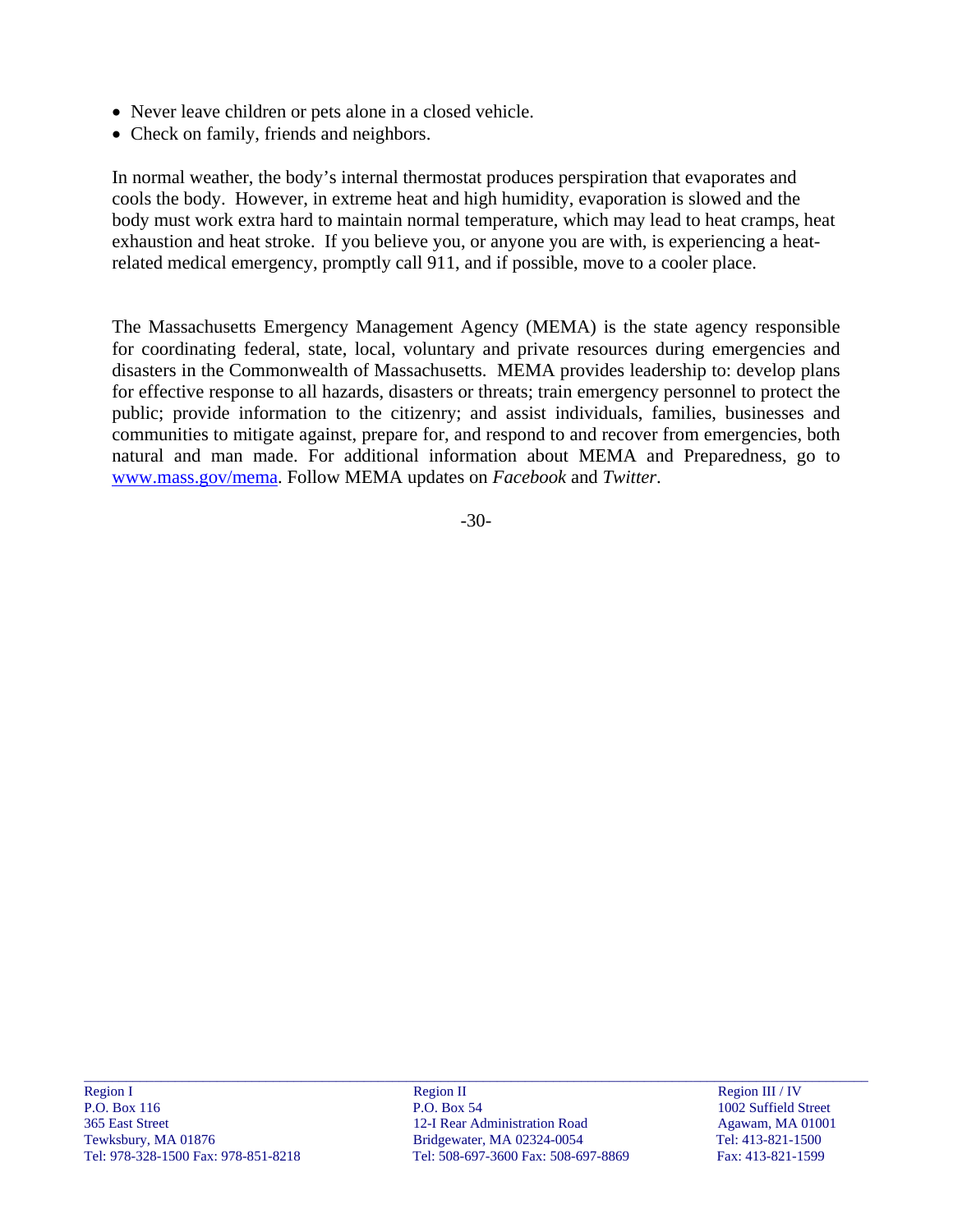- Never leave children or pets alone in a closed vehicle.
- Check on family, friends and neighbors.

In normal weather, the body's internal thermostat produces perspiration that evaporates and cools the body. However, in extreme heat and high humidity, evaporation is slowed and the body must work extra hard to maintain normal temperature, which may lead to heat cramps, heat exhaustion and heat stroke. If you believe you, or anyone you are with, is experiencing a heat-related medical emergency, promptly call 911, and if possible, move to a cooler place.

The Massachusetts Emergency Management Agency (MEMA) is the state agency responsible for coordinating federal, state, local, voluntary and private resources during emergencies and disasters in the Commonwealth of Massachusetts. MEMA provides leadership to: develop plans for effective response to all hazards, disasters or threats; train emergency personnel to protect the public; provide information to the citizenry; and assist individuals, families, businesses and communities to mitigate against, prepare for, and respond to and recover from emergencies, both natural and man made. For additional information about MEMA and Preparedness, go to www.mass.gov/mema. Follow MEMA updates on *Facebook* and *Twitter*.

-30-